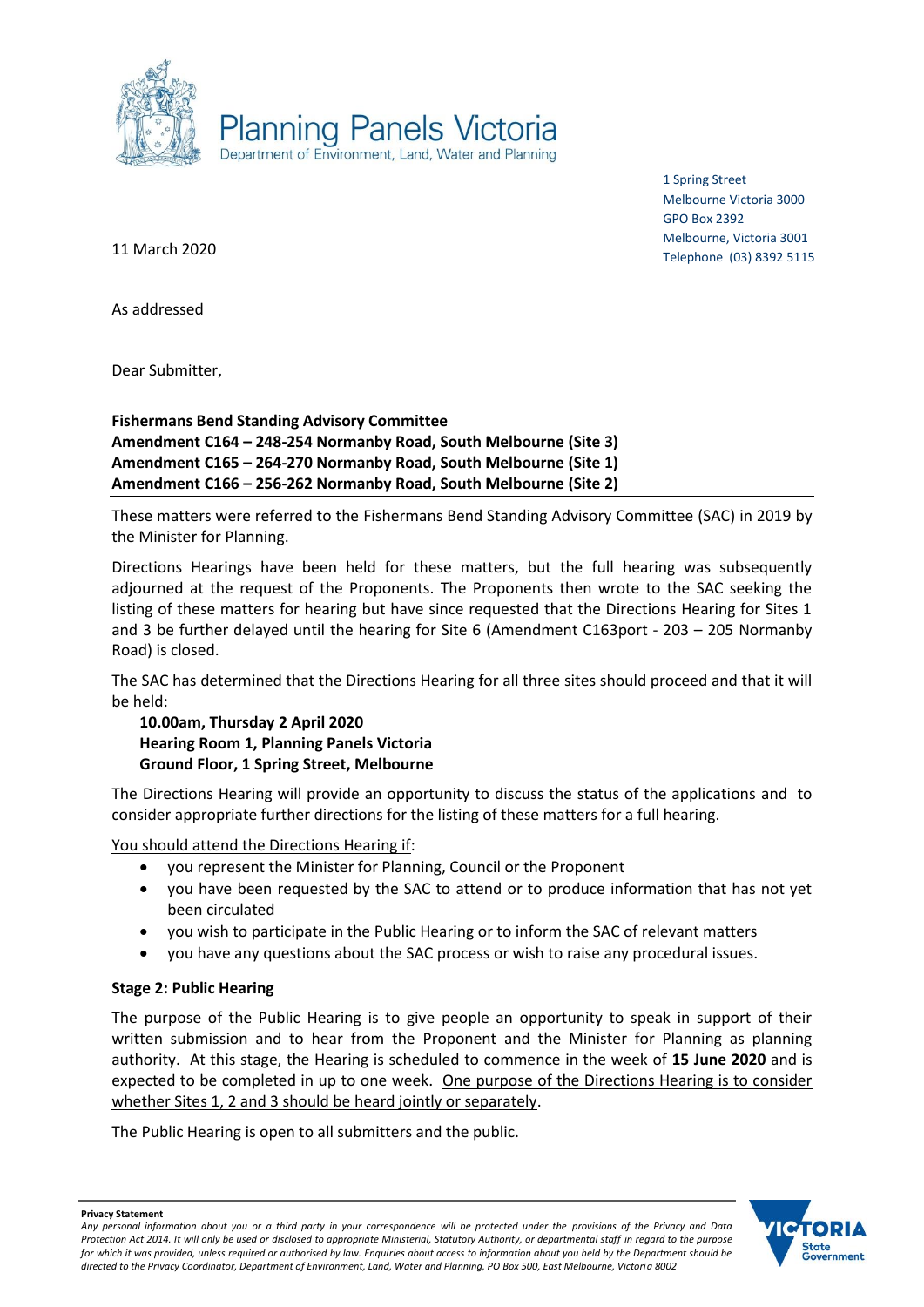Planning Panels Victoria
Department of Environment, Land, Water and Planning

1 Spring Street
Melbourne Victoria 3000
GPO Box 2392
Melbourne, Victoria 3001
Telephone (03) 8392 5115

11 March 2020

As addressed

Dear Submitter,

**Fishermans Bend Standing Advisory Committee**
**Amendment C164 – 248-254 Normanby Road, South Melbourne (Site 3)**
**Amendment C165 – 264-270 Normanby Road, South Melbourne (Site 1)**
**Amendment C166 – 256-262 Normanby Road, South Melbourne (Site 2)**

These matters were referred to the Fishermans Bend Standing Advisory Committee (SAC) in 2019 by the Minister for Planning.

Directions Hearings have been held for these matters, but the full hearing was subsequently adjourned at the request of the Proponents. The Proponents then wrote to the SAC seeking the listing of these matters for hearing but have since requested that the Directions Hearing for Sites 1 and 3 be further delayed until the hearing for Site 6 (Amendment C163port - 203 – 205 Normanby Road) is closed.

The SAC has determined that the Directions Hearing for all three sites should proceed and that it will be held:

> **10.00am, Thursday 2 April 2020**
> **Hearing Room 1, Planning Panels Victoria**
> **Ground Floor, 1 Spring Street, Melbourne**

The Directions Hearing will provide an opportunity to discuss the status of the applications and to consider appropriate further directions for the listing of these matters for a full hearing.

You should attend the Directions Hearing if:

- you represent the Minister for Planning, Council or the Proponent
- you have been requested by the SAC to attend or to produce information that has not yet been circulated
- you wish to participate in the Public Hearing or to inform the SAC of relevant matters
- you have any questions about the SAC process or wish to raise any procedural issues.

**Stage 2: Public Hearing**

The purpose of the Public Hearing is to give people an opportunity to speak in support of their written submission and to hear from the Proponent and the Minister for Planning as planning authority. At this stage, the Hearing is scheduled to commence in the week of **15 June 2020** and is expected to be completed in up to one week. One purpose of the Directions Hearing is to consider whether Sites 1, 2 and 3 should be heard jointly or separately.

The Public Hearing is open to all submitters and the public.

**Privacy Statement**

*Any personal information about you or a third party in your correspondence will be protected under the provisions of the Privacy and Data Protection Act 2014. It will only be used or disclosed to appropriate Ministerial, Statutory Authority, or departmental staff in regard to the purpose for which it was provided, unless required or authorised by law. Enquiries about access to information about you held by the Department should be directed to the Privacy Coordinator, Department of Environment, Land, Water and Planning, PO Box 500, East Melbourne, Victoria 8002*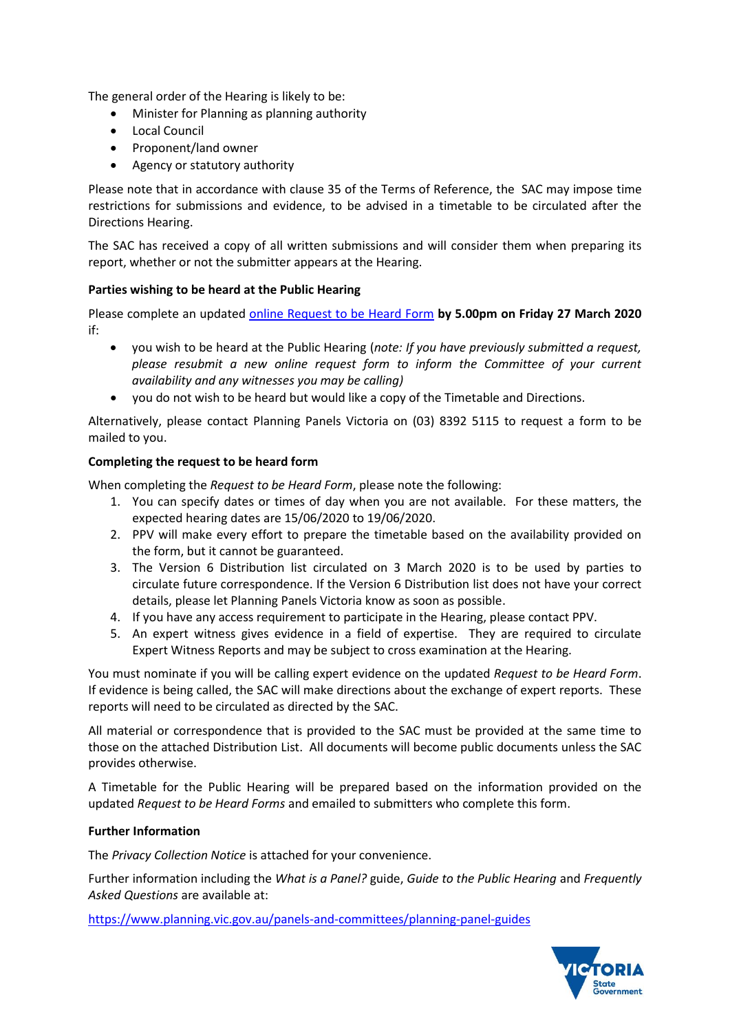The general order of the Hearing is likely to be:

- Minister for Planning as planning authority
- Local Council
- Proponent/land owner
- Agency or statutory authority

Please note that in accordance with clause 35 of the Terms of Reference, the SAC may impose time restrictions for submissions and evidence, to be advised in a timetable to be circulated after the Directions Hearing.

The SAC has received a copy of all written submissions and will consider them when preparing its report, whether or not the submitter appears at the Hearing.

**Parties wishing to be heard at the Public Hearing**

Please complete an updated online Request to be Heard Form **by 5.00pm on Friday 27 March 2020** if:

- you wish to be heard at the Public Hearing (*note: If you have previously submitted a request, please resubmit a new online request form to inform the Committee of your current availability and any witnesses you may be calling)*
- you do not wish to be heard but would like a copy of the Timetable and Directions.

Alternatively, please contact Planning Panels Victoria on (03) 8392 5115 to request a form to be mailed to you.

**Completing the request to be heard form**

When completing the *Request to be Heard Form*, please note the following:

1. You can specify dates or times of day when you are not available. For these matters, the expected hearing dates are 15/06/2020 to 19/06/2020.
2. PPV will make every effort to prepare the timetable based on the availability provided on the form, but it cannot be guaranteed.
3. The Version 6 Distribution list circulated on 3 March 2020 is to be used by parties to circulate future correspondence. If the Version 6 Distribution list does not have your correct details, please let Planning Panels Victoria know as soon as possible.
4. If you have any access requirement to participate in the Hearing, please contact PPV.
5. An expert witness gives evidence in a field of expertise. They are required to circulate Expert Witness Reports and may be subject to cross examination at the Hearing.

You must nominate if you will be calling expert evidence on the updated *Request to be Heard Form*. If evidence is being called, the SAC will make directions about the exchange of expert reports. These reports will need to be circulated as directed by the SAC.

All material or correspondence that is provided to the SAC must be provided at the same time to those on the attached Distribution List. All documents will become public documents unless the SAC provides otherwise.

A Timetable for the Public Hearing will be prepared based on the information provided on the updated *Request to be Heard Forms* and emailed to submitters who complete this form.

**Further Information**

The *Privacy Collection Notice* is attached for your convenience.

Further information including the *What is a Panel?* guide, *Guide to the Public Hearing* and *Frequently Asked Questions* are available at:

https://www.planning.vic.gov.au/panels-and-committees/planning-panel-guides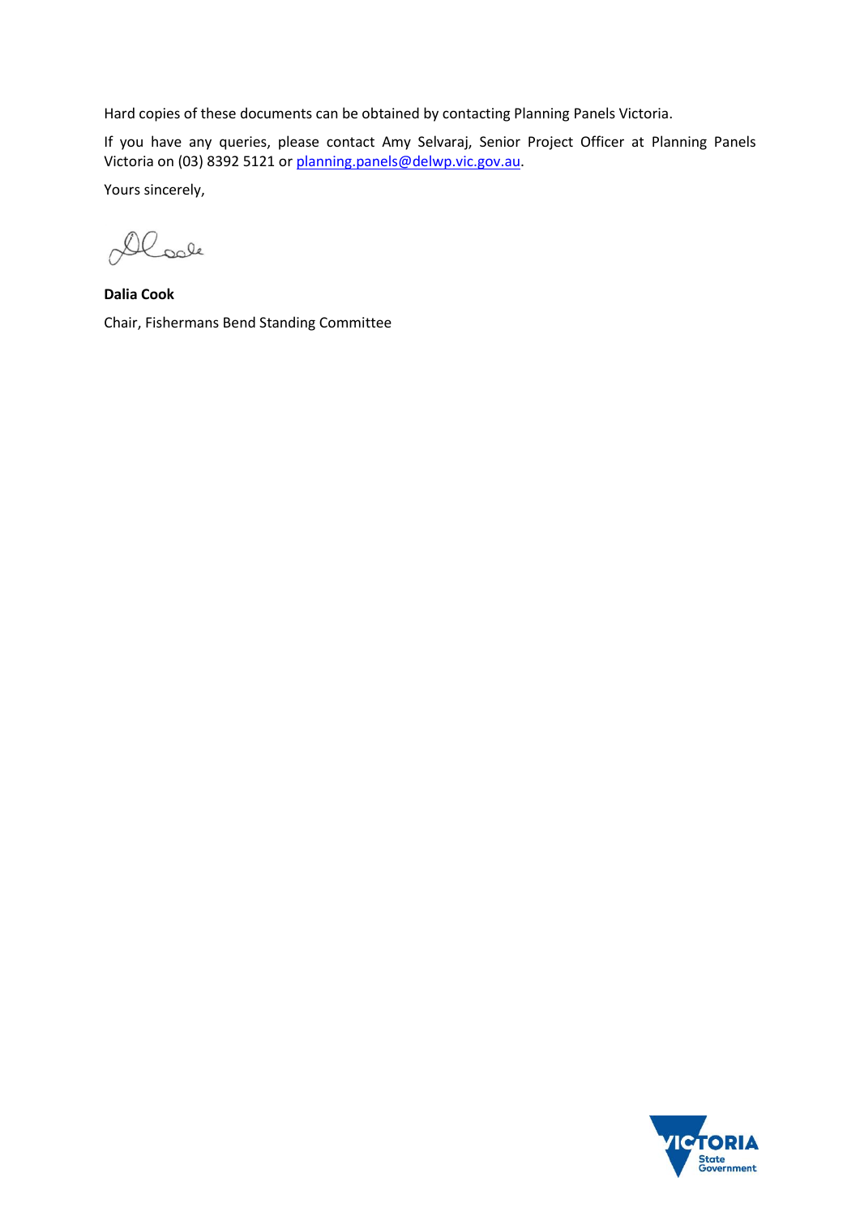Hard copies of these documents can be obtained by contacting Planning Panels Victoria.

If you have any queries, please contact Amy Selvaraj, Senior Project Officer at Planning Panels Victoria on (03) 8392 5121 or planning.panels@delwp.vic.gov.au.

Yours sincerely,

**Dalia Cook**

Chair, Fishermans Bend Standing Committee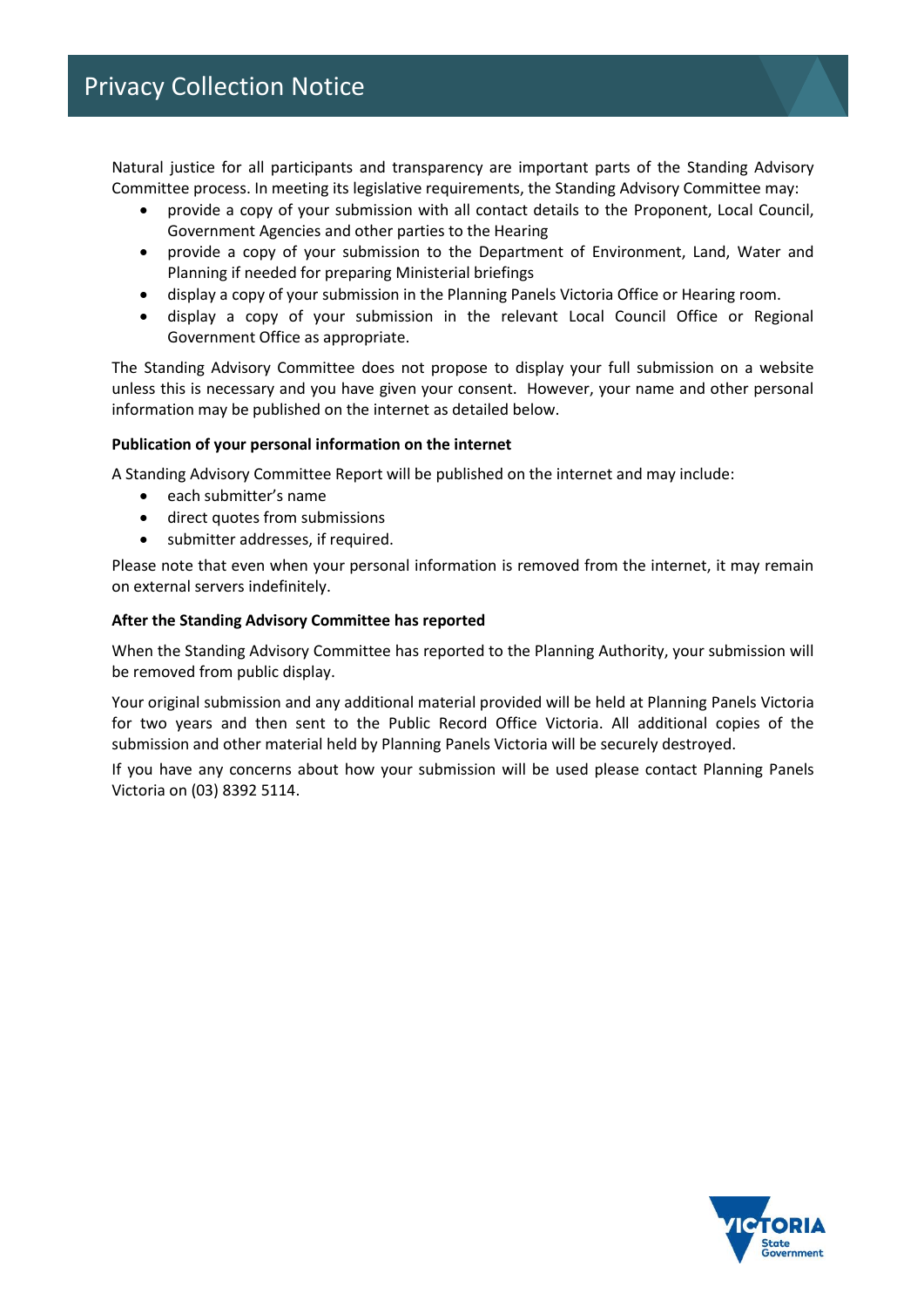# Privacy Collection Notice

Natural justice for all participants and transparency are important parts of the Standing Advisory Committee process. In meeting its legislative requirements, the Standing Advisory Committee may:

- provide a copy of your submission with all contact details to the Proponent, Local Council, Government Agencies and other parties to the Hearing
- provide a copy of your submission to the Department of Environment, Land, Water and Planning if needed for preparing Ministerial briefings
- display a copy of your submission in the Planning Panels Victoria Office or Hearing room.
- display a copy of your submission in the relevant Local Council Office or Regional Government Office as appropriate.

The Standing Advisory Committee does not propose to display your full submission on a website unless this is necessary and you have given your consent. However, your name and other personal information may be published on the internet as detailed below.

**Publication of your personal information on the internet**

A Standing Advisory Committee Report will be published on the internet and may include:

- each submitter's name
- direct quotes from submissions
- submitter addresses, if required.

Please note that even when your personal information is removed from the internet, it may remain on external servers indefinitely.

**After the Standing Advisory Committee has reported**

When the Standing Advisory Committee has reported to the Planning Authority, your submission will be removed from public display.

Your original submission and any additional material provided will be held at Planning Panels Victoria for two years and then sent to the Public Record Office Victoria. All additional copies of the submission and other material held by Planning Panels Victoria will be securely destroyed.

If you have any concerns about how your submission will be used please contact Planning Panels Victoria on (03) 8392 5114.